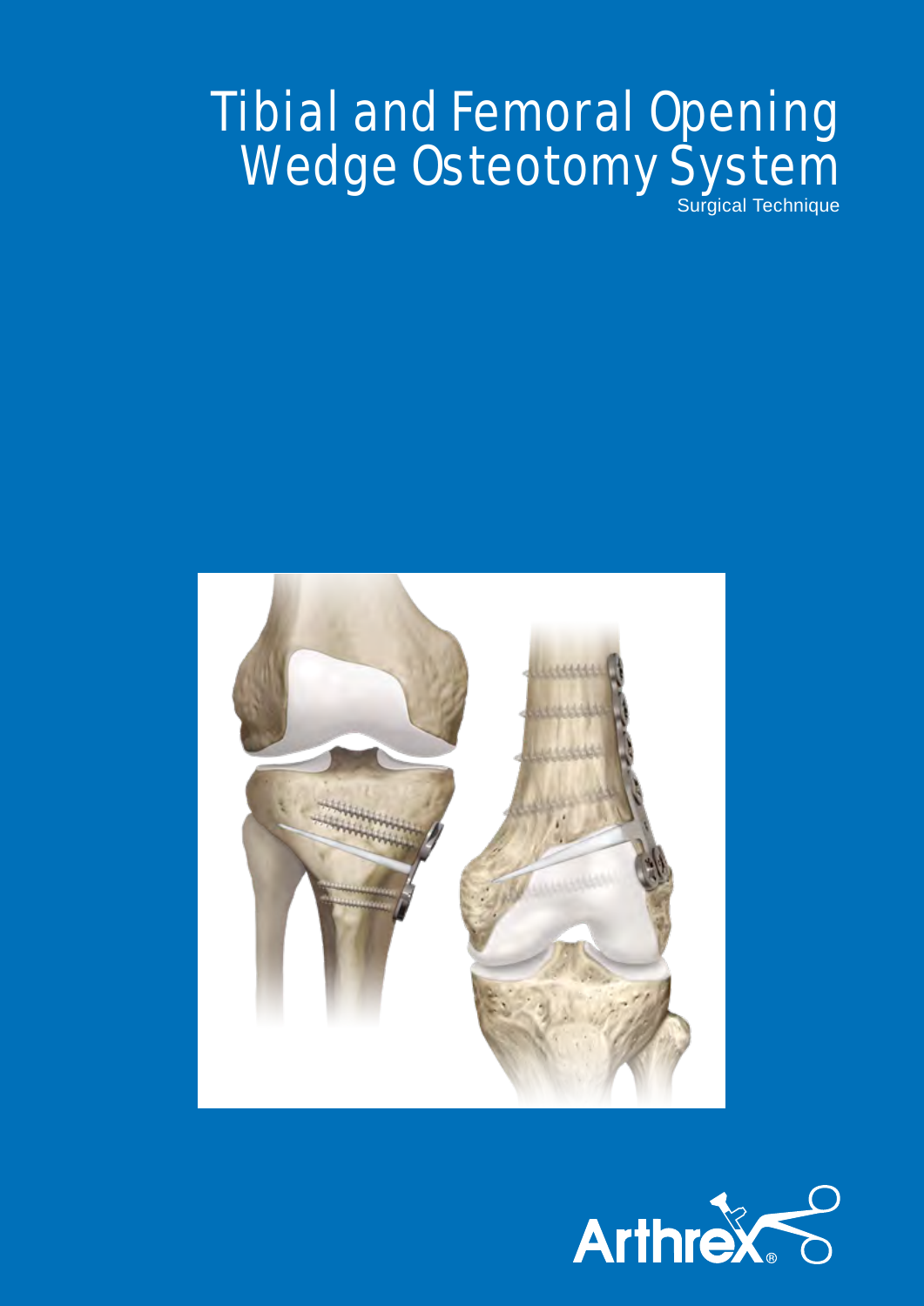# Tibial and Femoral Opening Wedge Osteotomy System

Surgical Technique

Arthrex®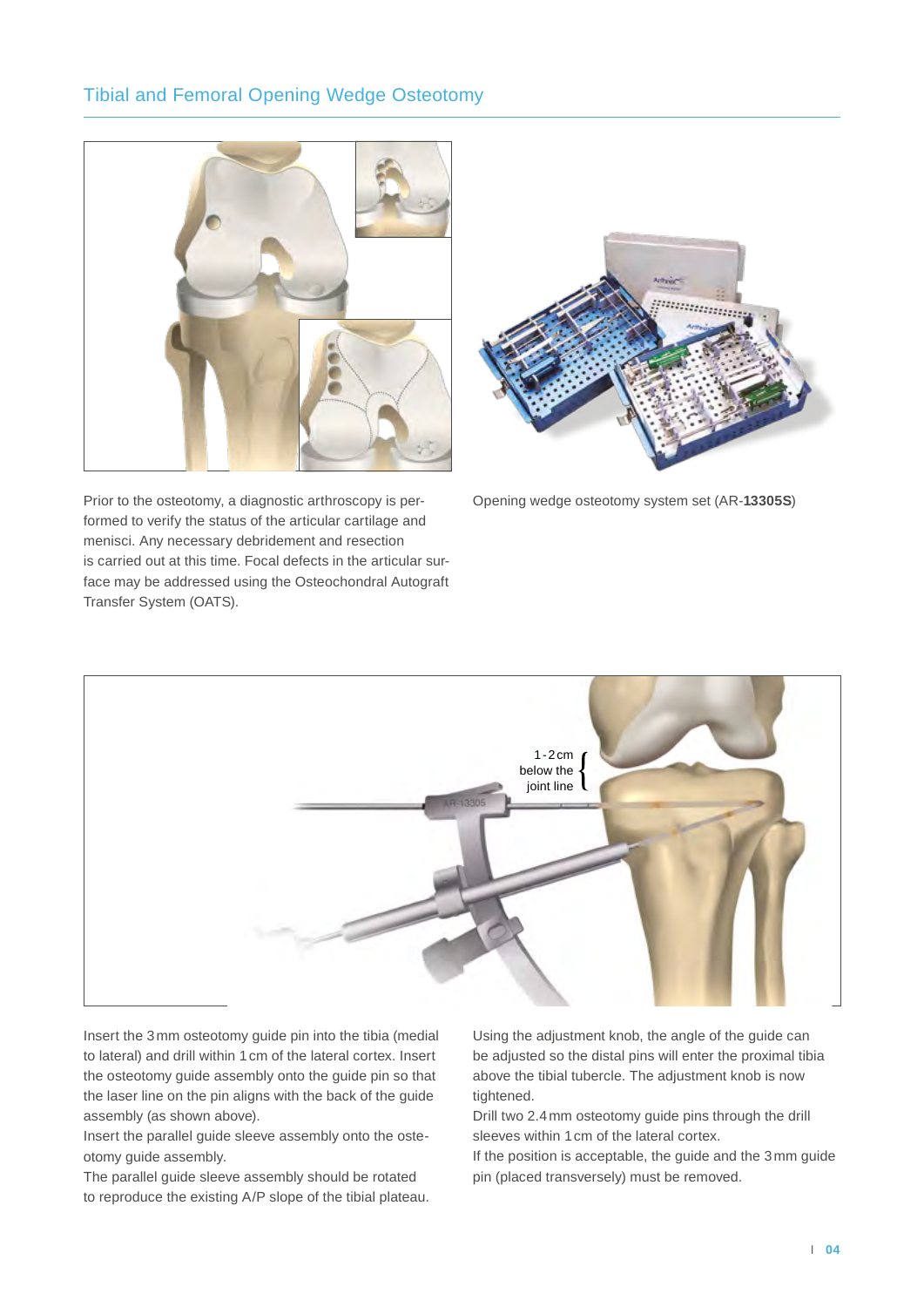## Tibial and Femoral Opening Wedge Osteotomy

Prior to the osteotomy, a diagnostic arthroscopy is performed to verify the status of the articular cartilage and menisci. Any necessary debridement and resection is carried out at this time. Focal defects in the articular surface may be addressed using the Osteochondral Autograft Transfer System (OATS).

Opening wedge osteotomy system set (AR-**13305S**)

1-2 cm below the joint line

Insert the 3 mm osteotomy guide pin into the tibia (medial to lateral) and drill within 1 cm of the lateral cortex. Insert the osteotomy guide assembly onto the guide pin so that the laser line on the pin aligns with the back of the guide assembly (as shown above).

Insert the parallel guide sleeve assembly onto the osteotomy guide assembly.

The parallel guide sleeve assembly should be rotated to reproduce the existing A/P slope of the tibial plateau.

Using the adjustment knob, the angle of the guide can be adjusted so the distal pins will enter the proximal tibia above the tibial tubercle. The adjustment knob is now tightened.

Drill two 2.4 mm osteotomy guide pins through the drill sleeves within 1 cm of the lateral cortex.

If the position is acceptable, the guide and the 3 mm guide pin (placed transversely) must be removed.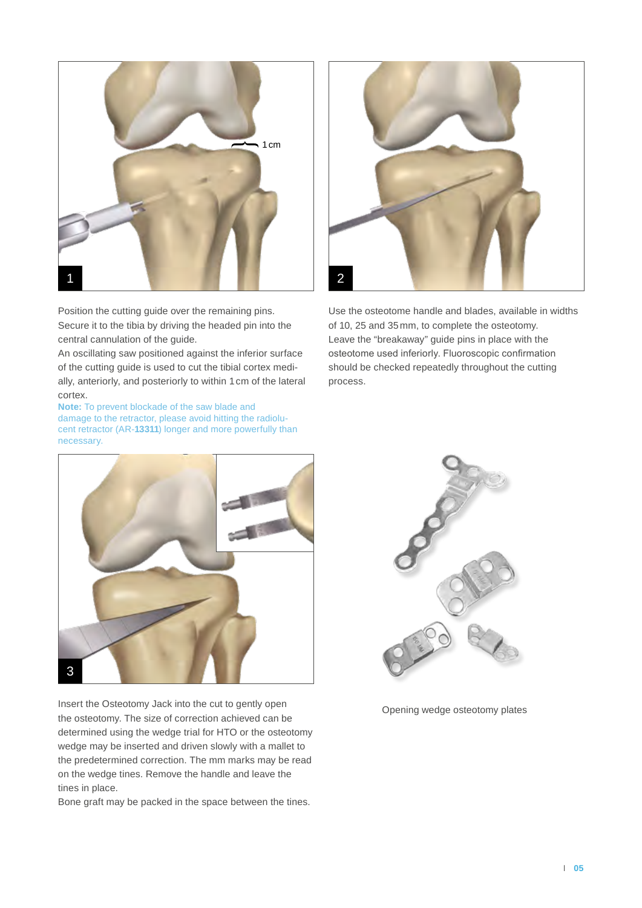Position the cutting guide over the remaining pins. Secure it to the tibia by driving the headed pin into the central cannulation of the guide.
An oscillating saw positioned against the inferior surface of the cutting guide is used to cut the tibial cortex medially, anteriorly, and posteriorly to within 1 cm of the lateral cortex.

**Note:** To prevent blockade of the saw blade and damage to the retractor, please avoid hitting the radiolucent retractor (AR-**13311**) longer and more powerfully than necessary.

Use the osteotome handle and blades, available in widths of 10, 25 and 35 mm, to complete the osteotomy.
Leave the “breakaway” guide pins in place with the osteotome used inferiorly. Fluoroscopic confirmation should be checked repeatedly throughout the cutting process.

Insert the Osteotomy Jack into the cut to gently open the osteotomy. The size of correction achieved can be determined using the wedge trial for HTO or the osteotomy wedge may be inserted and driven slowly with a mallet to the predetermined correction. The mm marks may be read on the wedge tines. Remove the handle and leave the tines in place.
Bone graft may be packed in the space between the tines.

Opening wedge osteotomy plates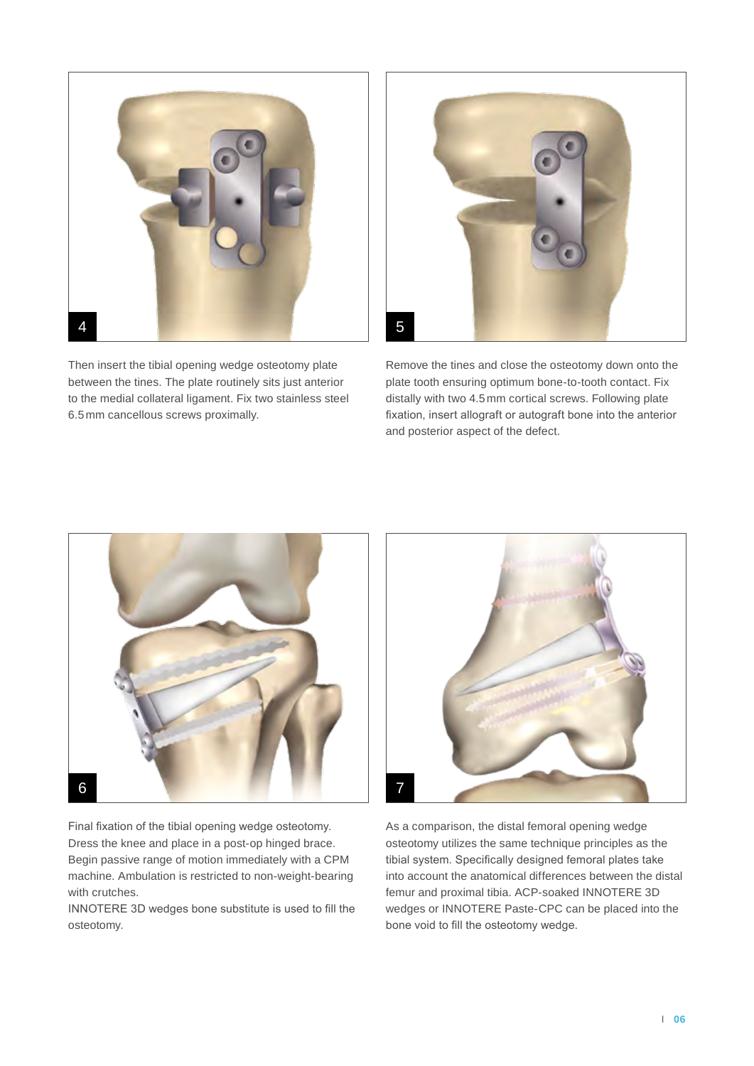4

Then insert the tibial opening wedge osteotomy plate between the tines. The plate routinely sits just anterior to the medial collateral ligament. Fix two stainless steel 6.5 mm cancellous screws proximally.

5

Remove the tines and close the osteotomy down onto the plate tooth ensuring optimum bone-to-tooth contact. Fix distally with two 4.5 mm cortical screws. Following plate fixation, insert allograft or autograft bone into the anterior and posterior aspect of the defect.

6

Final fixation of the tibial opening wedge osteotomy. Dress the knee and place in a post-op hinged brace. Begin passive range of motion immediately with a CPM machine. Ambulation is restricted to non-weight-bearing with crutches.
INNOTERE 3D wedges bone substitute is used to fill the osteotomy.

7

As a comparison, the distal femoral opening wedge osteotomy utilizes the same technique principles as the tibial system. Specifically designed femoral plates take into account the anatomical differences between the distal femur and proximal tibia. ACP-soaked INNOTERE 3D wedges or INNOTERE Paste-CPC can be placed into the bone void to fill the osteotomy wedge.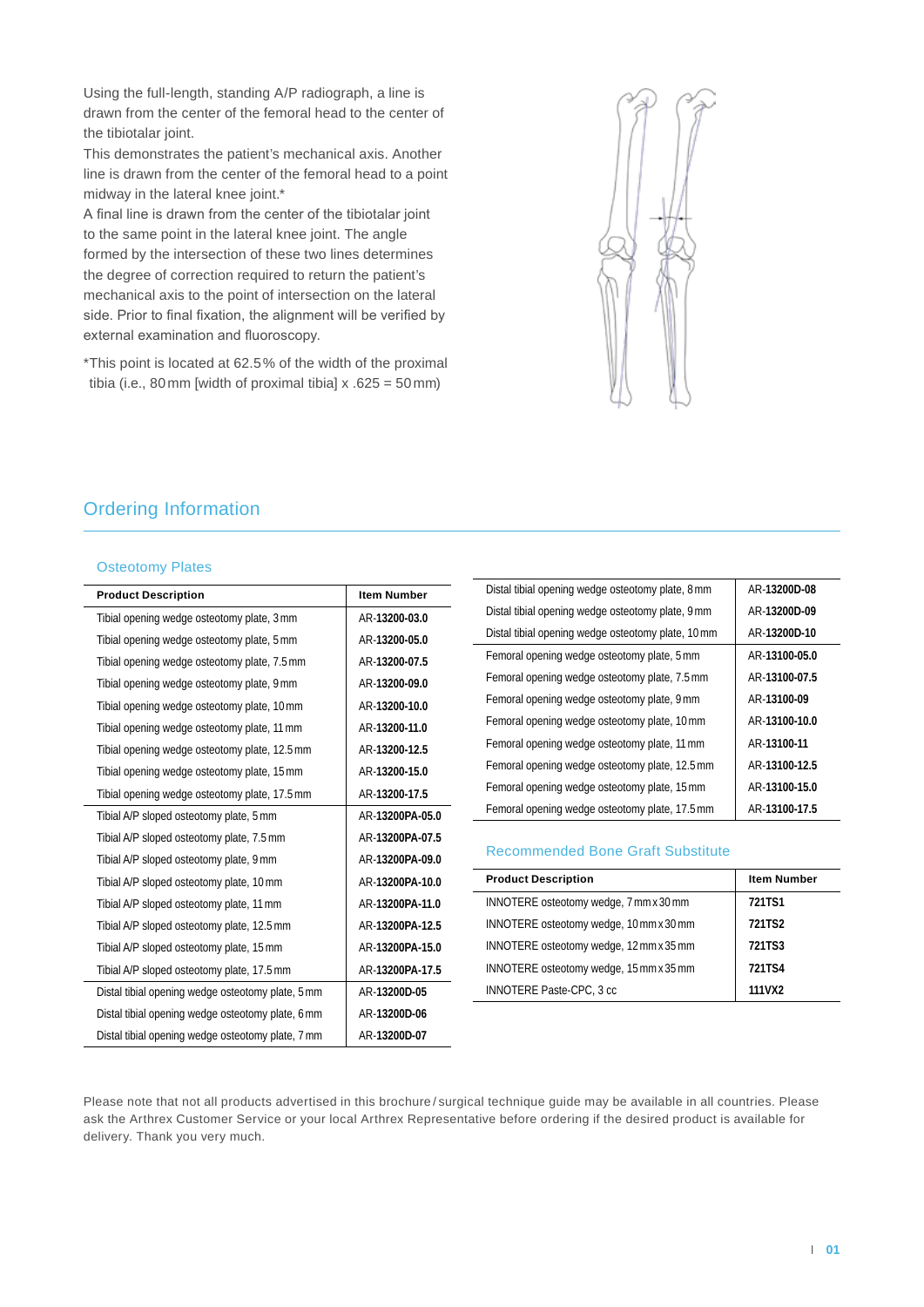Using the full-length, standing A/P radiograph, a line is drawn from the center of the femoral head to the center of the tibiotalar joint.

This demonstrates the patient's mechanical axis. Another line is drawn from the center of the femoral head to a point midway in the lateral knee joint.*

A final line is drawn from the center of the tibiotalar joint to the same point in the lateral knee joint. The angle formed by the intersection of these two lines determines the degree of correction required to return the patient's mechanical axis to the point of intersection on the lateral side. Prior to final fixation, the alignment will be verified by external examination and fluoroscopy.

*This point is located at 62.5% of the width of the proximal tibia (i.e., 80 mm [width of proximal tibia] x .625 = 50 mm)

## Ordering Information

### Osteotomy Plates

| Product Description | Item Number |
|---|---|
| Tibial opening wedge osteotomy plate, 3 mm | AR-13200-03.0 |
| Tibial opening wedge osteotomy plate, 5 mm | AR-13200-05.0 |
| Tibial opening wedge osteotomy plate, 7.5 mm | AR-13200-07.5 |
| Tibial opening wedge osteotomy plate, 9 mm | AR-13200-09.0 |
| Tibial opening wedge osteotomy plate, 10 mm | AR-13200-10.0 |
| Tibial opening wedge osteotomy plate, 11 mm | AR-13200-11.0 |
| Tibial opening wedge osteotomy plate, 12.5 mm | AR-13200-12.5 |
| Tibial opening wedge osteotomy plate, 15 mm | AR-13200-15.0 |
| Tibial opening wedge osteotomy plate, 17.5 mm | AR-13200-17.5 |
| Tibial A/P sloped osteotomy plate, 5 mm | AR-13200PA-05.0 |
| Tibial A/P sloped osteotomy plate, 7.5 mm | AR-13200PA-07.5 |
| Tibial A/P sloped osteotomy plate, 9 mm | AR-13200PA-09.0 |
| Tibial A/P sloped osteotomy plate, 10 mm | AR-13200PA-10.0 |
| Tibial A/P sloped osteotomy plate, 11 mm | AR-13200PA-11.0 |
| Tibial A/P sloped osteotomy plate, 12.5 mm | AR-13200PA-12.5 |
| Tibial A/P sloped osteotomy plate, 15 mm | AR-13200PA-15.0 |
| Tibial A/P sloped osteotomy plate, 17.5 mm | AR-13200PA-17.5 |
| Distal tibial opening wedge osteotomy plate, 5 mm | AR-13200D-05 |
| Distal tibial opening wedge osteotomy plate, 6 mm | AR-13200D-06 |
| Distal tibial opening wedge osteotomy plate, 7 mm | AR-13200D-07 |
| Distal tibial opening wedge osteotomy plate, 8 mm | AR-13200D-08 |
| Distal tibial opening wedge osteotomy plate, 9 mm | AR-13200D-09 |
| Distal tibial opening wedge osteotomy plate, 10 mm | AR-13200D-10 |
| Femoral opening wedge osteotomy plate, 5 mm | AR-13100-05.0 |
| Femoral opening wedge osteotomy plate, 7.5 mm | AR-13100-07.5 |
| Femoral opening wedge osteotomy plate, 9 mm | AR-13100-09 |
| Femoral opening wedge osteotomy plate, 10 mm | AR-13100-10.0 |
| Femoral opening wedge osteotomy plate, 11 mm | AR-13100-11 |
| Femoral opening wedge osteotomy plate, 12.5 mm | AR-13100-12.5 |
| Femoral opening wedge osteotomy plate, 15 mm | AR-13100-15.0 |
| Femoral opening wedge osteotomy plate, 17.5 mm | AR-13100-17.5 |

### Recommended Bone Graft Substitute

| Product Description | Item Number |
|---|---|
| INNOTERE osteotomy wedge, 7 mm x 30 mm | 721TS1 |
| INNOTERE osteotomy wedge, 10 mm x 30 mm | 721TS2 |
| INNOTERE osteotomy wedge, 12 mm x 35 mm | 721TS3 |
| INNOTERE osteotomy wedge, 15 mm x 35 mm | 721TS4 |
| INNOTERE Paste-CPC, 3 cc | 111VX2 |

Please note that not all products advertised in this brochure / surgical technique guide may be available in all countries. Please ask the Arthrex Customer Service or your local Arthrex Representative before ordering if the desired product is available for delivery. Thank you very much.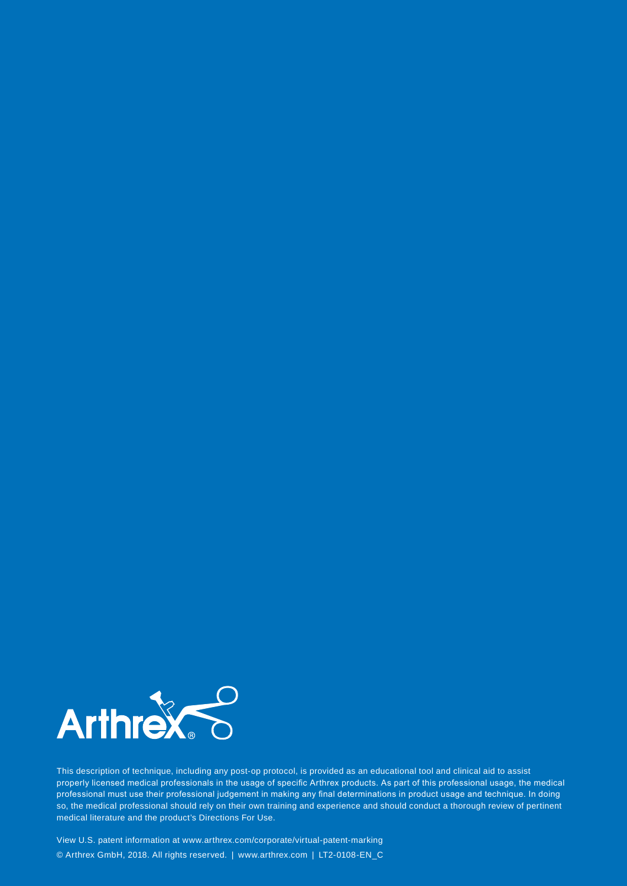Arthrex®

This description of technique, including any post-op protocol, is provided as an educational tool and clinical aid to assist properly licensed medical professionals in the usage of specific Arthrex products. As part of this professional usage, the medical professional must use their professional judgement in making any final determinations in product usage and technique. In doing so, the medical professional should rely on their own training and experience and should conduct a thorough review of pertinent medical literature and the product's Directions For Use.

View U.S. patent information at www.arthrex.com/corporate/virtual-patent-marking

© Arthrex GmbH, 2018. All rights reserved. | www.arthrex.com | LT2-0108-EN_C